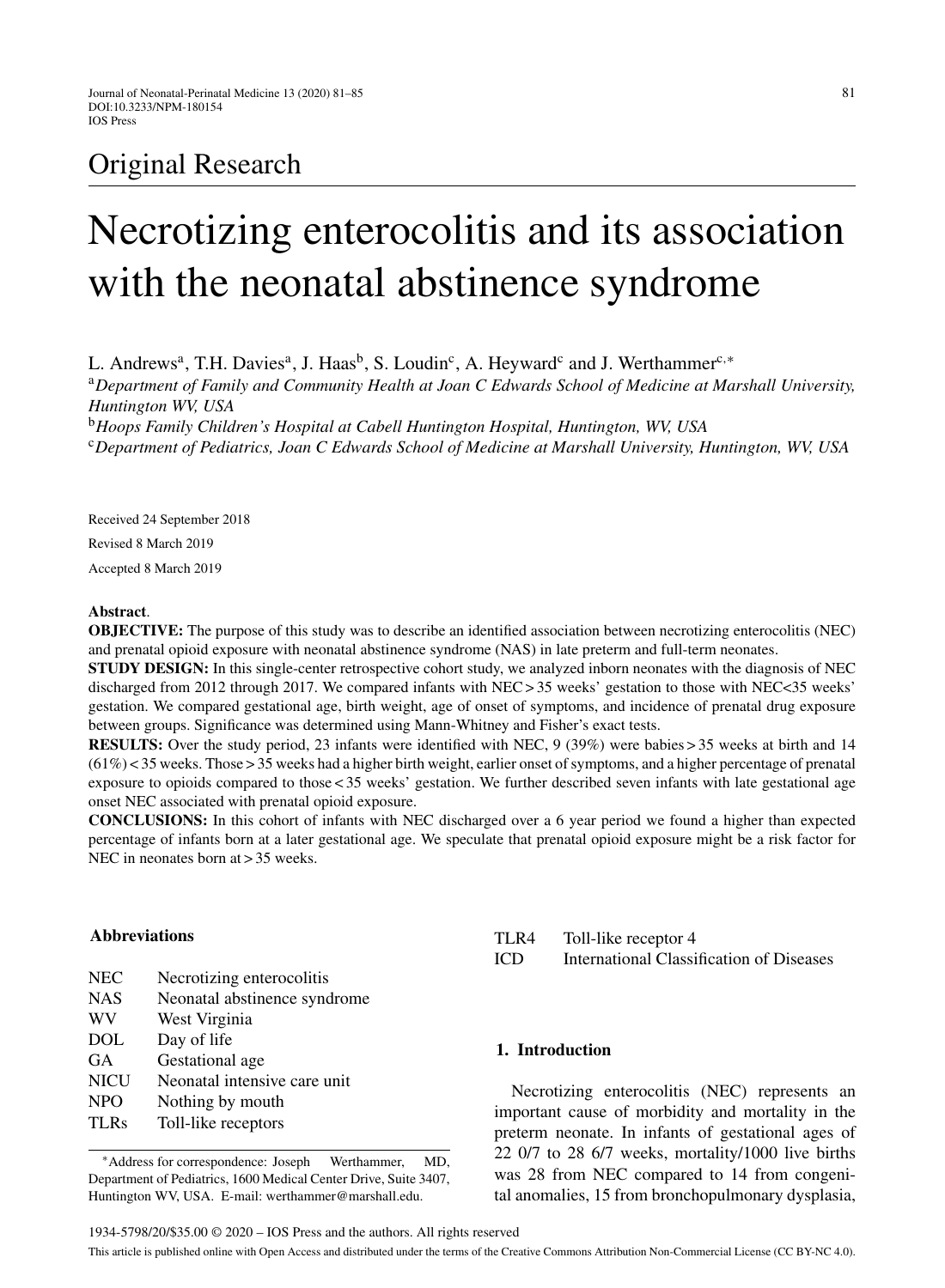Original Research

# Necrotizing enterocolitis and its association with the neonatal abstinence syndrome

L. Andrews[a], T.H. Davies[a], J. Haas[b], S. Loudin[c], A. Heyward[c] and J. Werthammer[c,*]

[a] *Department of Family and Community Health at Joan C Edwards School of Medicine at Marshall University, Huntington WV, USA*

[b] *Hoops Family Children's Hospital at Cabell Huntington Hospital, Huntington, WV, USA*

[c] *Department of Pediatrics, Joan C Edwards School of Medicine at Marshall University, Huntington, WV, USA*

Received 24 September 2018

Revised 8 March 2019

Accepted 8 March 2019

**Abstract**.

**OBJECTIVE:** The purpose of this study was to describe an identified association between necrotizing enterocolitis (NEC) and prenatal opioid exposure with neonatal abstinence syndrome (NAS) in late preterm and full-term neonates.

**STUDY DESIGN:** In this single-center retrospective cohort study, we analyzed inborn neonates with the diagnosis of NEC discharged from 2012 through 2017. We compared infants with NEC > 35 weeks' gestation to those with NEC < 35 weeks' gestation. We compared gestational age, birth weight, age of onset of symptoms, and incidence of prenatal drug exposure between groups. Significance was determined using Mann-Whitney and Fisher's exact tests.

**RESULTS:** Over the study period, 23 infants were identified with NEC, 9 (39%) were babies > 35 weeks at birth and 14 (61%) < 35 weeks. Those > 35 weeks had a higher birth weight, earlier onset of symptoms, and a higher percentage of prenatal exposure to opioids compared to those < 35 weeks' gestation. We further described seven infants with late gestational age onset NEC associated with prenatal opioid exposure.

**CONCLUSIONS:** In this cohort of infants with NEC discharged over a 6 year period we found a higher than expected percentage of infants born at a later gestational age. We speculate that prenatal opioid exposure might be a risk factor for NEC in neonates born at > 35 weeks.

### Abbreviations

| | |
|---|---|
| NEC | Necrotizing enterocolitis |
| NAS | Neonatal abstinence syndrome |
| WV | West Virginia |
| DOL | Day of life |
| GA | Gestational age |
| NICU | Neonatal intensive care unit |
| NPO | Nothing by mouth |
| TLRs | Toll-like receptors |
| TLR4 | Toll-like receptor 4 |
| ICD | International Classification of Diseases |

*Address for correspondence: Joseph Werthammer, MD, Department of Pediatrics, 1600 Medical Center Drive, Suite 3407, Huntington WV, USA. E-mail: werthammer@marshall.edu.

## 1. Introduction

Necrotizing enterocolitis (NEC) represents an important cause of morbidity and mortality in the preterm neonate. In infants of gestational ages of 22 0/7 to 28 6/7 weeks, mortality/1000 live births was 28 from NEC compared to 14 from congenital anomalies, 15 from bronchopulmonary dysplasia,

1934-5798/20/$35.00 © 2020 – IOS Press and the authors. All rights reserved

This article is published online with Open Access and distributed under the terms of the Creative Commons Attribution Non-Commercial License (CC BY-NC 4.0).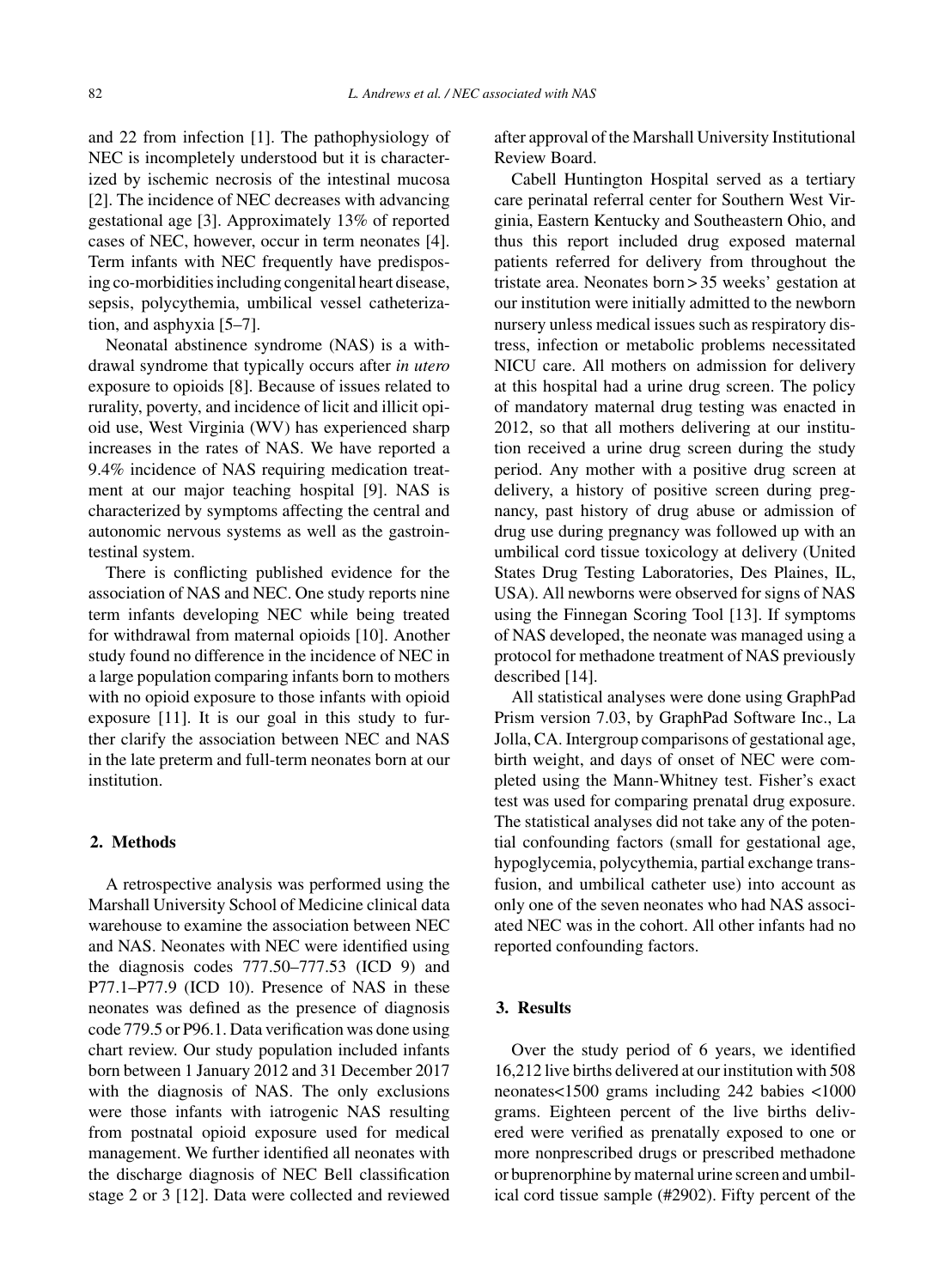and 22 from infection [1]. The pathophysiology of NEC is incompletely understood but it is characterized by ischemic necrosis of the intestinal mucosa [2]. The incidence of NEC decreases with advancing gestational age [3]. Approximately 13% of reported cases of NEC, however, occur in term neonates [4]. Term infants with NEC frequently have predisposing co-morbidities including congenital heart disease, sepsis, polycythemia, umbilical vessel catheterization, and asphyxia [5–7].

Neonatal abstinence syndrome (NAS) is a withdrawal syndrome that typically occurs after *in utero* exposure to opioids [8]. Because of issues related to rurality, poverty, and incidence of licit and illicit opioid use, West Virginia (WV) has experienced sharp increases in the rates of NAS. We have reported a 9.4% incidence of NAS requiring medication treatment at our major teaching hospital [9]. NAS is characterized by symptoms affecting the central and autonomic nervous systems as well as the gastrointestinal system.

There is conflicting published evidence for the association of NAS and NEC. One study reports nine term infants developing NEC while being treated for withdrawal from maternal opioids [10]. Another study found no difference in the incidence of NEC in a large population comparing infants born to mothers with no opioid exposure to those infants with opioid exposure [11]. It is our goal in this study to further clarify the association between NEC and NAS in the late preterm and full-term neonates born at our institution.

## 2. Methods

A retrospective analysis was performed using the Marshall University School of Medicine clinical data warehouse to examine the association between NEC and NAS. Neonates with NEC were identified using the diagnosis codes 777.50–777.53 (ICD 9) and P77.1–P77.9 (ICD 10). Presence of NAS in these neonates was defined as the presence of diagnosis code 779.5 or P96.1. Data verification was done using chart review. Our study population included infants born between 1 January 2012 and 31 December 2017 with the diagnosis of NAS. The only exclusions were those infants with iatrogenic NAS resulting from postnatal opioid exposure used for medical management. We further identified all neonates with the discharge diagnosis of NEC Bell classification stage 2 or 3 [12]. Data were collected and reviewed after approval of the Marshall University Institutional Review Board.

Cabell Huntington Hospital served as a tertiary care perinatal referral center for Southern West Virginia, Eastern Kentucky and Southeastern Ohio, and thus this report included drug exposed maternal patients referred for delivery from throughout the tristate area. Neonates born > 35 weeks' gestation at our institution were initially admitted to the newborn nursery unless medical issues such as respiratory distress, infection or metabolic problems necessitated NICU care. All mothers on admission for delivery at this hospital had a urine drug screen. The policy of mandatory maternal drug testing was enacted in 2012, so that all mothers delivering at our institution received a urine drug screen during the study period. Any mother with a positive drug screen at delivery, a history of positive screen during pregnancy, past history of drug abuse or admission of drug use during pregnancy was followed up with an umbilical cord tissue toxicology at delivery (United States Drug Testing Laboratories, Des Plaines, IL, USA). All newborns were observed for signs of NAS using the Finnegan Scoring Tool [13]. If symptoms of NAS developed, the neonate was managed using a protocol for methadone treatment of NAS previously described [14].

All statistical analyses were done using GraphPad Prism version 7.03, by GraphPad Software Inc., La Jolla, CA. Intergroup comparisons of gestational age, birth weight, and days of onset of NEC were completed using the Mann-Whitney test. Fisher's exact test was used for comparing prenatal drug exposure. The statistical analyses did not take any of the potential confounding factors (small for gestational age, hypoglycemia, polycythemia, partial exchange transfusion, and umbilical catheter use) into account as only one of the seven neonates who had NAS associated NEC was in the cohort. All other infants had no reported confounding factors.

## 3. Results

Over the study period of 6 years, we identified 16,212 live births delivered at our institution with 508 neonates<1500 grams including 242 babies <1000 grams. Eighteen percent of the live births delivered were verified as prenatally exposed to one or more nonprescribed drugs or prescribed methadone or buprenorphine by maternal urine screen and umbilical cord tissue sample (#2902). Fifty percent of the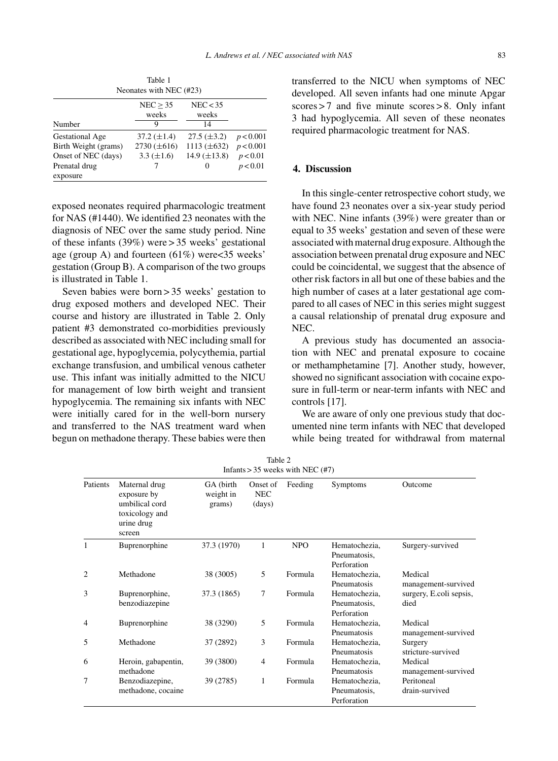Table 1
Neonates with NEC (#23)

| | NEC ≥ 35 weeks | NEC < 35 weeks | |
|---|---|---|---|
| Number | 9 | 14 | |
| Gestational Age | 37.2 (±1.4) | 27.5 (±3.2) | $p < 0.001$ |
| Birth Weight (grams) | 2730 (±616) | 1113 (±632) | $p < 0.001$ |
| Onset of NEC (days) | 3.3 (±1.6) | 14.9 (±13.8) | $p < 0.01$ |
| Prenatal drug exposure | 7 | 0 | $p < 0.01$ |

exposed neonates required pharmacologic treatment for NAS (#1440). We identified 23 neonates with the diagnosis of NEC over the same study period. Nine of these infants (39%) were > 35 weeks' gestational age (group A) and fourteen (61%) were<35 weeks' gestation (Group B). A comparison of the two groups is illustrated in Table 1.

Seven babies were born > 35 weeks' gestation to drug exposed mothers and developed NEC. Their course and history are illustrated in Table 2. Only patient #3 demonstrated co-morbidities previously described as associated with NEC including small for gestational age, hypoglycemia, polycythemia, partial exchange transfusion, and umbilical venous catheter use. This infant was initially admitted to the NICU for management of low birth weight and transient hypoglycemia. The remaining six infants with NEC were initially cared for in the well-born nursery and transferred to the NAS treatment ward when begun on methadone therapy. These babies were then transferred to the NICU when symptoms of NEC developed. All seven infants had one minute Apgar scores > 7 and five minute scores > 8. Only infant 3 had hypoglycemia. All seven of these neonates required pharmacologic treatment for NAS.

## 4. Discussion

In this single-center retrospective cohort study, we have found 23 neonates over a six-year study period with NEC. Nine infants (39%) were greater than or equal to 35 weeks' gestation and seven of these were associated with maternal drug exposure. Although the association between prenatal drug exposure and NEC could be coincidental, we suggest that the absence of other risk factors in all but one of these babies and the high number of cases at a later gestational age compared to all cases of NEC in this series might suggest a causal relationship of prenatal drug exposure and NEC.

A previous study has documented an association with NEC and prenatal exposure to cocaine or methamphetamine [7]. Another study, however, showed no significant association with cocaine exposure in full-term or near-term infants with NEC and controls [17].

We are aware of only one previous study that documented nine term infants with NEC that developed while being treated for withdrawal from maternal

Table 2
Infants > 35 weeks with NEC (#7)

| Patients | Maternal drug exposure by umbilical cord toxicology and urine drug screen | GA (birth weight in grams) | Onset of NEC (days) | Feeding | Symptoms | Outcome |
|---|---|---|---|---|---|---|
| 1 | Buprenorphine | 37.3 (1970) | 1 | NPO | Hematochezia, Pneumatosis, Perforation | Surgery-survived |
| 2 | Methadone | 38 (3005) | 5 | Formula | Hematochezia, Pneumatosis | Medical management-survived |
| 3 | Buprenorphine, benzodiazepine | 37.3 (1865) | 7 | Formula | Hematochezia, Pneumatosis, Perforation | surgery, E.coli sepsis, died |
| 4 | Buprenorphine | 38 (3290) | 5 | Formula | Hematochezia, Pneumatosis | Medical management-survived |
| 5 | Methadone | 37 (2892) | 3 | Formula | Hematochezia, Pneumatosis | Surgery stricture-survived |
| 6 | Heroin, gabapentin, methadone | 39 (3800) | 4 | Formula | Hematochezia, Pneumatosis | Medical management-survived |
| 7 | Benzodiazepine, methadone, cocaine | 39 (2785) | 1 | Formula | Hematochezia, Pneumatosis, Perforation | Peritoneal drain-survived |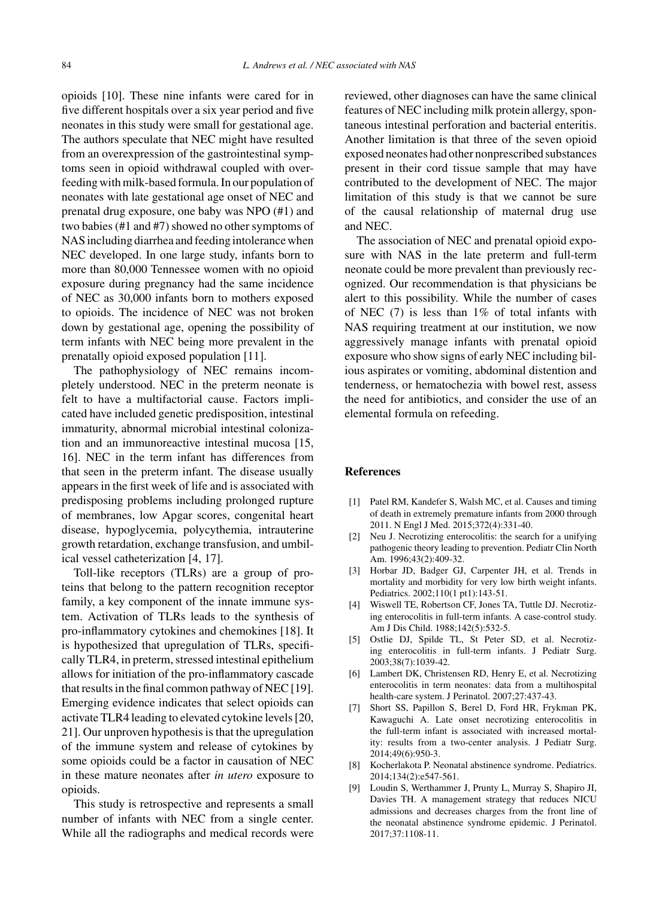opioids [10]. These nine infants were cared for in five different hospitals over a six year period and five neonates in this study were small for gestational age. The authors speculate that NEC might have resulted from an overexpression of the gastrointestinal symptoms seen in opioid withdrawal coupled with overfeeding with milk-based formula. In our population of neonates with late gestational age onset of NEC and prenatal drug exposure, one baby was NPO (#1) and two babies (#1 and #7) showed no other symptoms of NAS including diarrhea and feeding intolerance when NEC developed. In one large study, infants born to more than 80,000 Tennessee women with no opioid exposure during pregnancy had the same incidence of NEC as 30,000 infants born to mothers exposed to opioids. The incidence of NEC was not broken down by gestational age, opening the possibility of term infants with NEC being more prevalent in the prenatally opioid exposed population [11].

The pathophysiology of NEC remains incompletely understood. NEC in the preterm neonate is felt to have a multifactorial cause. Factors implicated have included genetic predisposition, intestinal immaturity, abnormal microbial intestinal colonization and an immunoreactive intestinal mucosa [15, 16]. NEC in the term infant has differences from that seen in the preterm infant. The disease usually appears in the first week of life and is associated with predisposing problems including prolonged rupture of membranes, low Apgar scores, congenital heart disease, hypoglycemia, polycythemia, intrauterine growth retardation, exchange transfusion, and umbilical vessel catheterization [4, 17].

Toll-like receptors (TLRs) are a group of proteins that belong to the pattern recognition receptor family, a key component of the innate immune system. Activation of TLRs leads to the synthesis of pro-inflammatory cytokines and chemokines [18]. It is hypothesized that upregulation of TLRs, specifically TLR4, in preterm, stressed intestinal epithelium allows for initiation of the pro-inflammatory cascade that results in the final common pathway of NEC [19]. Emerging evidence indicates that select opioids can activate TLR4 leading to elevated cytokine levels [20, 21]. Our unproven hypothesis is that the upregulation of the immune system and release of cytokines by some opioids could be a factor in causation of NEC in these mature neonates after *in utero* exposure to opioids.

This study is retrospective and represents a small number of infants with NEC from a single center. While all the radiographs and medical records were reviewed, other diagnoses can have the same clinical features of NEC including milk protein allergy, spontaneous intestinal perforation and bacterial enteritis. Another limitation is that three of the seven opioid exposed neonates had other nonprescribed substances present in their cord tissue sample that may have contributed to the development of NEC. The major limitation of this study is that we cannot be sure of the causal relationship of maternal drug use and NEC.

The association of NEC and prenatal opioid exposure with NAS in the late preterm and full-term neonate could be more prevalent than previously recognized. Our recommendation is that physicians be alert to this possibility. While the number of cases of NEC (7) is less than 1% of total infants with NAS requiring treatment at our institution, we now aggressively manage infants with prenatal opioid exposure who show signs of early NEC including bilious aspirates or vomiting, abdominal distention and tenderness, or hematochezia with bowel rest, assess the need for antibiotics, and consider the use of an elemental formula on refeeding.

## References

[1] Patel RM, Kandefer S, Walsh MC, et al. Causes and timing of death in extremely premature infants from 2000 through 2011. N Engl J Med. 2015;372(4):331-40.

[2] Neu J. Necrotizing enterocolitis: the search for a unifying pathogenic theory leading to prevention. Pediatr Clin North Am. 1996;43(2):409-32.

[3] Horbar JD, Badger GJ, Carpenter JH, et al. Trends in mortality and morbidity for very low birth weight infants. Pediatrics. 2002;110(1 pt1):143-51.

[4] Wiswell TE, Robertson CF, Jones TA, Tuttle DJ. Necrotizing enterocolitis in full-term infants. A case-control study. Am J Dis Child. 1988;142(5):532-5.

[5] Ostlie DJ, Spilde TL, St Peter SD, et al. Necrotizing enterocolitis in full-term infants. J Pediatr Surg. 2003;38(7):1039-42.

[6] Lambert DK, Christensen RD, Henry E, et al. Necrotizing enterocolitis in term neonates: data from a multihospital health-care system. J Perinatol. 2007;27:437-43.

[7] Short SS, Papillon S, Berel D, Ford HR, Frykman PK, Kawaguchi A. Late onset necrotizing enterocolitis in the full-term infant is associated with increased mortality: results from a two-center analysis. J Pediatr Surg. 2014;49(6):950-3.

[8] Kocherlakota P. Neonatal abstinence syndrome. Pediatrics. 2014;134(2):e547-561.

[9] Loudin S, Werthammer J, Prunty L, Murray S, Shapiro JI, Davies TH. A management strategy that reduces NICU admissions and decreases charges from the front line of the neonatal abstinence syndrome epidemic. J Perinatol. 2017;37:1108-11.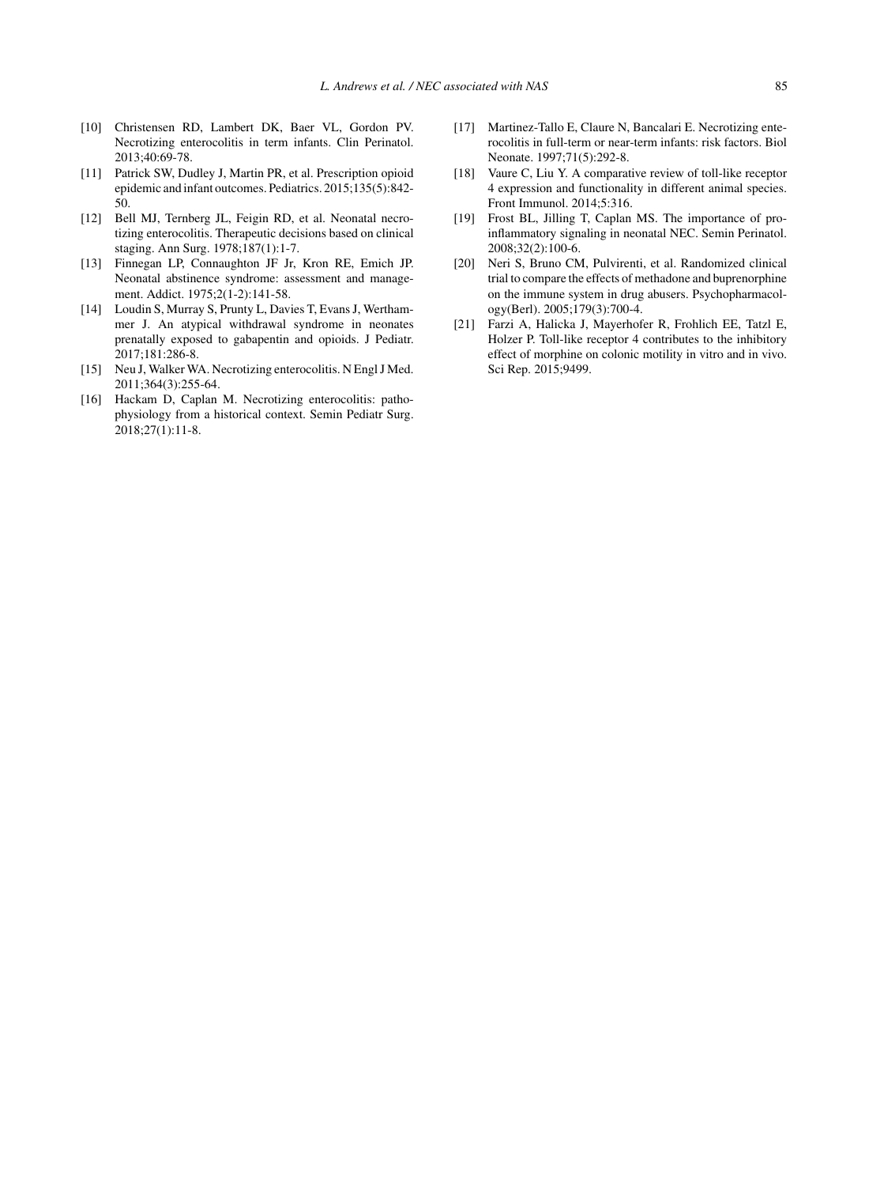[10] Christensen RD, Lambert DK, Baer VL, Gordon PV. Necrotizing enterocolitis in term infants. Clin Perinatol. 2013;40:69-78.

[11] Patrick SW, Dudley J, Martin PR, et al. Prescription opioid epidemic and infant outcomes. Pediatrics. 2015;135(5):842-50.

[12] Bell MJ, Ternberg JL, Feigin RD, et al. Neonatal necrotizing enterocolitis. Therapeutic decisions based on clinical staging. Ann Surg. 1978;187(1):1-7.

[13] Finnegan LP, Connaughton JF Jr, Kron RE, Emich JP. Neonatal abstinence syndrome: assessment and management. Addict. 1975;2(1-2):141-58.

[14] Loudin S, Murray S, Prunty L, Davies T, Evans J, Werthammer J. An atypical withdrawal syndrome in neonates prenatally exposed to gabapentin and opioids. J Pediatr. 2017;181:286-8.

[15] Neu J, Walker WA. Necrotizing enterocolitis. N Engl J Med. 2011;364(3):255-64.

[16] Hackam D, Caplan M. Necrotizing enterocolitis: pathophysiology from a historical context. Semin Pediatr Surg. 2018;27(1):11-8.

[17] Martinez-Tallo E, Claure N, Bancalari E. Necrotizing enterocolitis in full-term or near-term infants: risk factors. Biol Neonate. 1997;71(5):292-8.

[18] Vaure C, Liu Y. A comparative review of toll-like receptor 4 expression and functionality in different animal species. Front Immunol. 2014;5:316.

[19] Frost BL, Jilling T, Caplan MS. The importance of pro-inflammatory signaling in neonatal NEC. Semin Perinatol. 2008;32(2):100-6.

[20] Neri S, Bruno CM, Pulvirenti, et al. Randomized clinical trial to compare the effects of methadone and buprenorphine on the immune system in drug abusers. Psychopharmacology(Berl). 2005;179(3):700-4.

[21] Farzi A, Halicka J, Mayerhofer R, Frohlich EE, Tatzl E, Holzer P. Toll-like receptor 4 contributes to the inhibitory effect of morphine on colonic motility in vitro and in vivo. Sci Rep. 2015;9499.